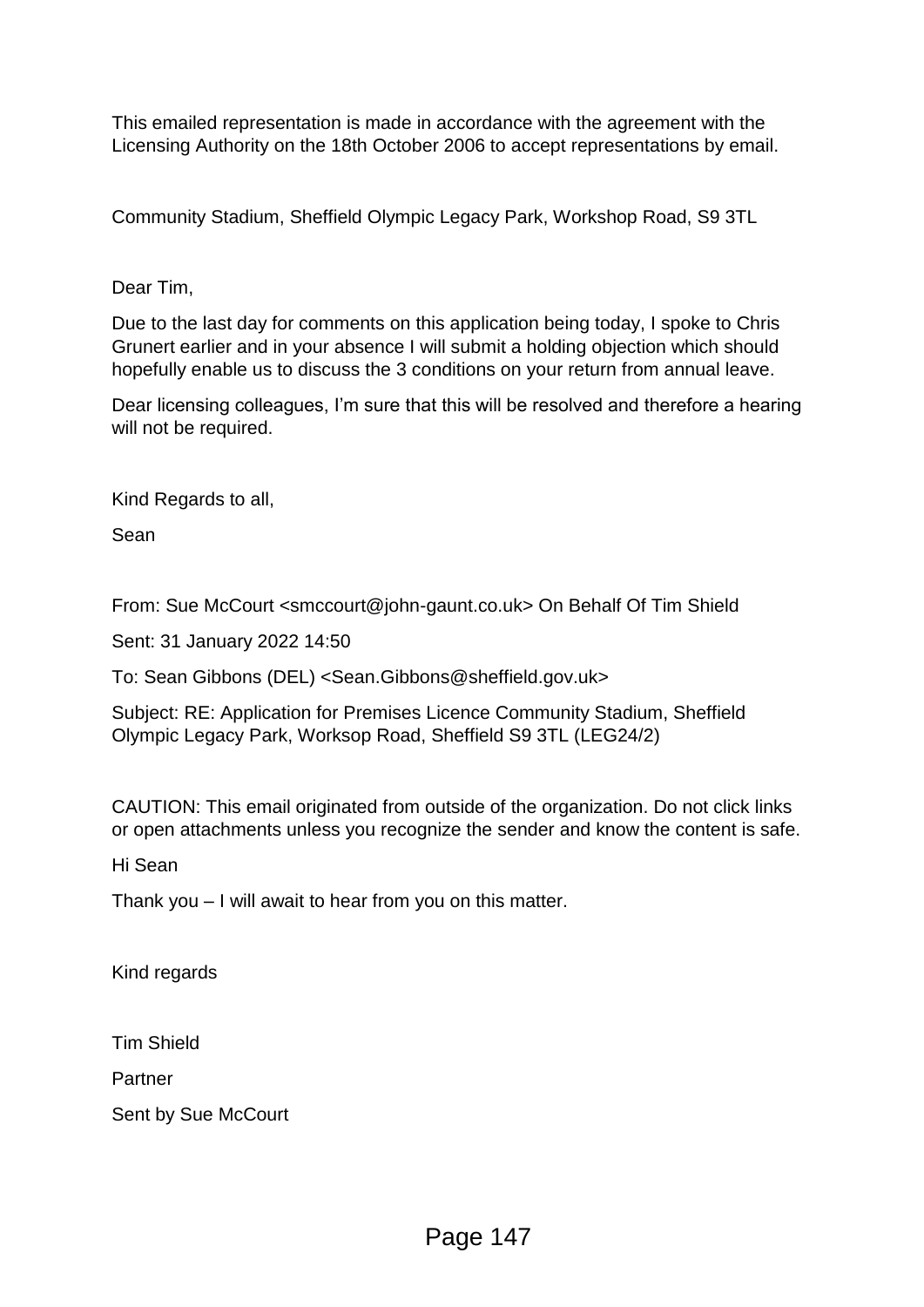This emailed representation is made in accordance with the agreement with the Licensing Authority on the 18th October 2006 to accept representations by email.

Community Stadium, Sheffield Olympic Legacy Park, Workshop Road, S9 3TL

Dear Tim,

Due to the last day for comments on this application being today, I spoke to Chris Grunert earlier and in your absence I will submit a holding objection which should hopefully enable us to discuss the 3 conditions on your return from annual leave.

Dear licensing colleagues, I'm sure that this will be resolved and therefore a hearing will not be required.

Kind Regards to all,

Sean

From: Sue McCourt <smccourt@john-gaunt.co.uk> On Behalf Of Tim Shield

Sent: 31 January 2022 14:50

To: Sean Gibbons (DEL) <Sean.Gibbons@sheffield.gov.uk>

Subject: RE: Application for Premises Licence Community Stadium, Sheffield Olympic Legacy Park, Worksop Road, Sheffield S9 3TL (LEG24/2)

CAUTION: This email originated from outside of the organization. Do not click links or open attachments unless you recognize the sender and know the content is safe.

Hi Sean

Thank you – I will await to hear from you on this matter.

Kind regards

Tim Shield

Partner

Sent by Sue McCourt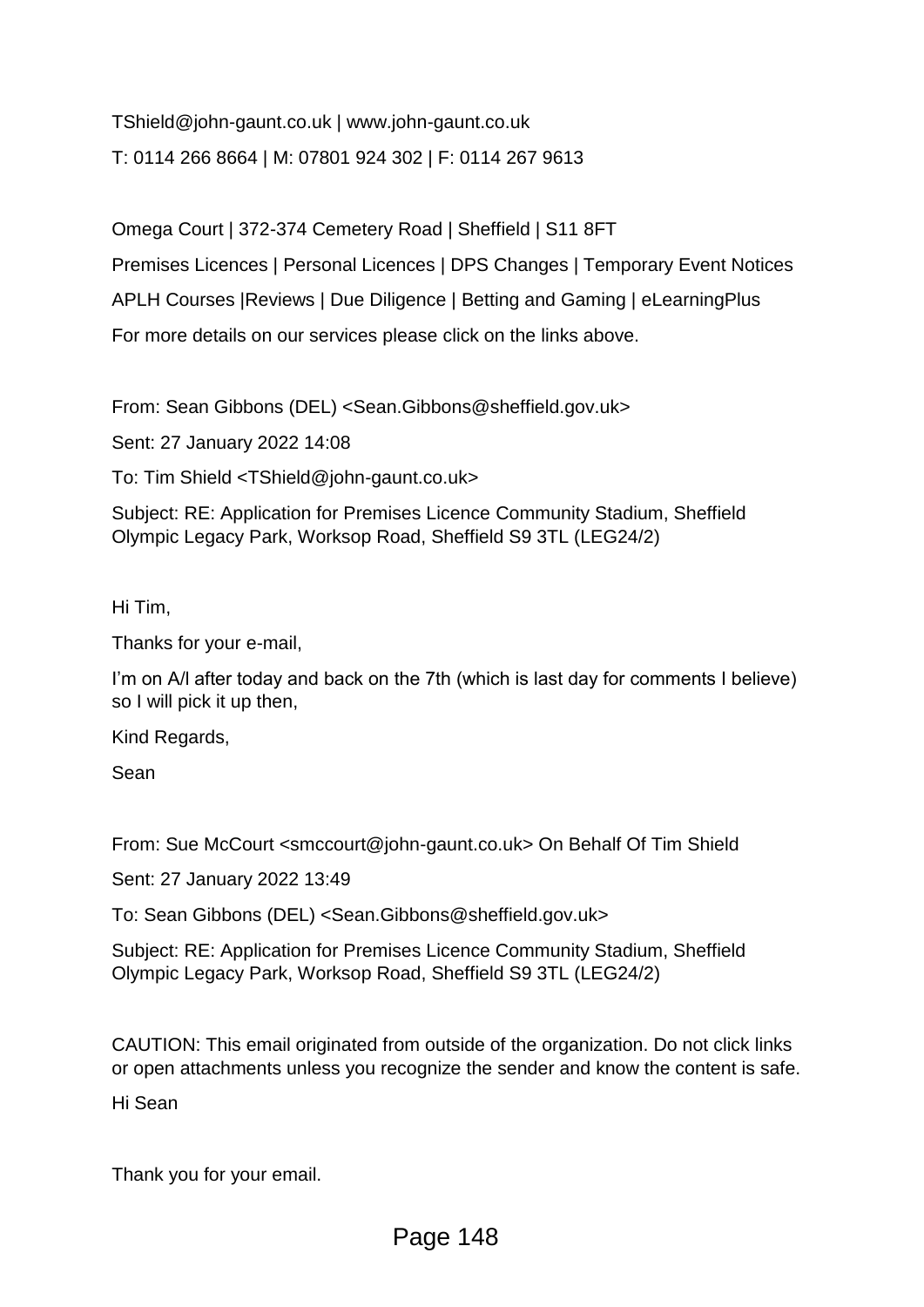TShield@john-gaunt.co.uk | www.john-gaunt.co.uk

T: 0114 266 8664 | M: 07801 924 302 | F: 0114 267 9613

Omega Court | 372-374 Cemetery Road | Sheffield | S11 8FT

Premises Licences | Personal Licences | DPS Changes | Temporary Event Notices

APLH Courses |Reviews | Due Diligence | Betting and Gaming | eLearningPlus

For more details on our services please click on the links above.

From: Sean Gibbons (DEL) <Sean.Gibbons@sheffield.gov.uk>

Sent: 27 January 2022 14:08

To: Tim Shield <TShield@john-gaunt.co.uk>

Subject: RE: Application for Premises Licence Community Stadium, Sheffield Olympic Legacy Park, Worksop Road, Sheffield S9 3TL (LEG24/2)

Hi Tim,

Thanks for your e-mail,

I'm on A/l after today and back on the 7th (which is last day for comments I believe) so I will pick it up then,

Kind Regards,

Sean

From: Sue McCourt <smccourt@john-gaunt.co.uk> On Behalf Of Tim Shield

Sent: 27 January 2022 13:49

To: Sean Gibbons (DEL) <Sean.Gibbons@sheffield.gov.uk>

Subject: RE: Application for Premises Licence Community Stadium, Sheffield Olympic Legacy Park, Worksop Road, Sheffield S9 3TL (LEG24/2)

CAUTION: This email originated from outside of the organization. Do not click links or open attachments unless you recognize the sender and know the content is safe.

Hi Sean

Thank you for your email.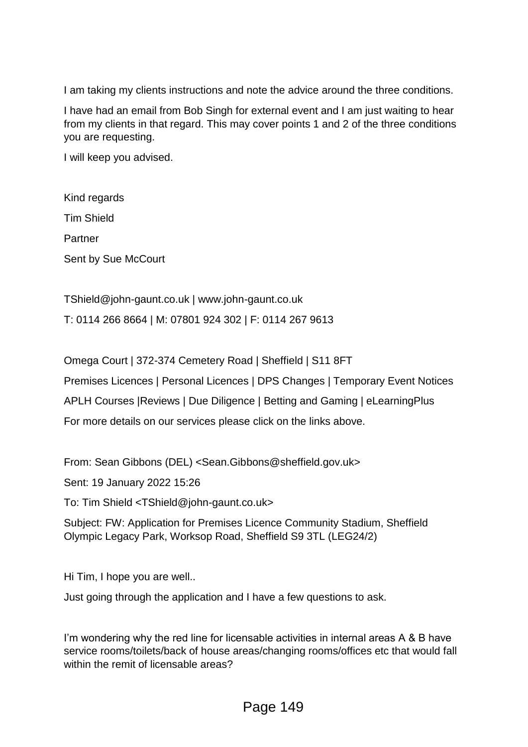I am taking my clients instructions and note the advice around the three conditions.

I have had an email from Bob Singh for external event and I am just waiting to hear from my clients in that regard. This may cover points 1 and 2 of the three conditions you are requesting.

I will keep you advised.

Kind regards

Tim Shield

Partner

Sent by Sue McCourt

TShield@john-gaunt.co.uk | www.john-gaunt.co.uk

T: 0114 266 8664 | M: 07801 924 302 | F: 0114 267 9613

Omega Court | 372-374 Cemetery Road | Sheffield | S11 8FT

Premises Licences | Personal Licences | DPS Changes | Temporary Event Notices

APLH Courses |Reviews | Due Diligence | Betting and Gaming | eLearningPlus

For more details on our services please click on the links above.

From: Sean Gibbons (DEL) <Sean.Gibbons@sheffield.gov.uk>

Sent: 19 January 2022 15:26

To: Tim Shield <TShield@john-gaunt.co.uk>

Subject: FW: Application for Premises Licence Community Stadium, Sheffield Olympic Legacy Park, Worksop Road, Sheffield S9 3TL (LEG24/2)

Hi Tim, I hope you are well..

Just going through the application and I have a few questions to ask.

I'm wondering why the red line for licensable activities in internal areas A & B have service rooms/toilets/back of house areas/changing rooms/offices etc that would fall within the remit of licensable areas?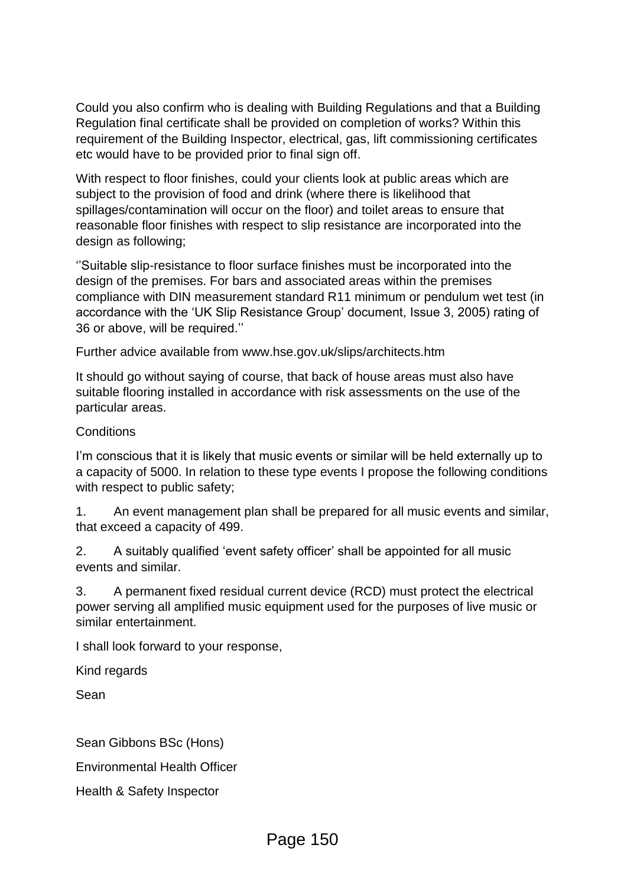Could you also confirm who is dealing with Building Regulations and that a Building Regulation final certificate shall be provided on completion of works? Within this requirement of the Building Inspector, electrical, gas, lift commissioning certificates etc would have to be provided prior to final sign off.

With respect to floor finishes, could your clients look at public areas which are subject to the provision of food and drink (where there is likelihood that spillages/contamination will occur on the floor) and toilet areas to ensure that reasonable floor finishes with respect to slip resistance are incorporated into the design as following;

''Suitable slip-resistance to floor surface finishes must be incorporated into the design of the premises. For bars and associated areas within the premises compliance with DIN measurement standard R11 minimum or pendulum wet test (in accordance with the 'UK Slip Resistance Group' document, Issue 3, 2005) rating of 36 or above, will be required.''

Further advice available from www.hse.gov.uk/slips/architects.htm

It should go without saying of course, that back of house areas must also have suitable flooring installed in accordance with risk assessments on the use of the particular areas.

Conditions

I'm conscious that it is likely that music events or similar will be held externally up to a capacity of 5000. In relation to these type events I propose the following conditions with respect to public safety;

1. An event management plan shall be prepared for all music events and similar, that exceed a capacity of 499.

2. A suitably qualified 'event safety officer' shall be appointed for all music events and similar.

3. A permanent fixed residual current device (RCD) must protect the electrical power serving all amplified music equipment used for the purposes of live music or similar entertainment.

I shall look forward to your response,

Kind regards

Sean

Sean Gibbons BSc (Hons)

Environmental Health Officer

Health & Safety Inspector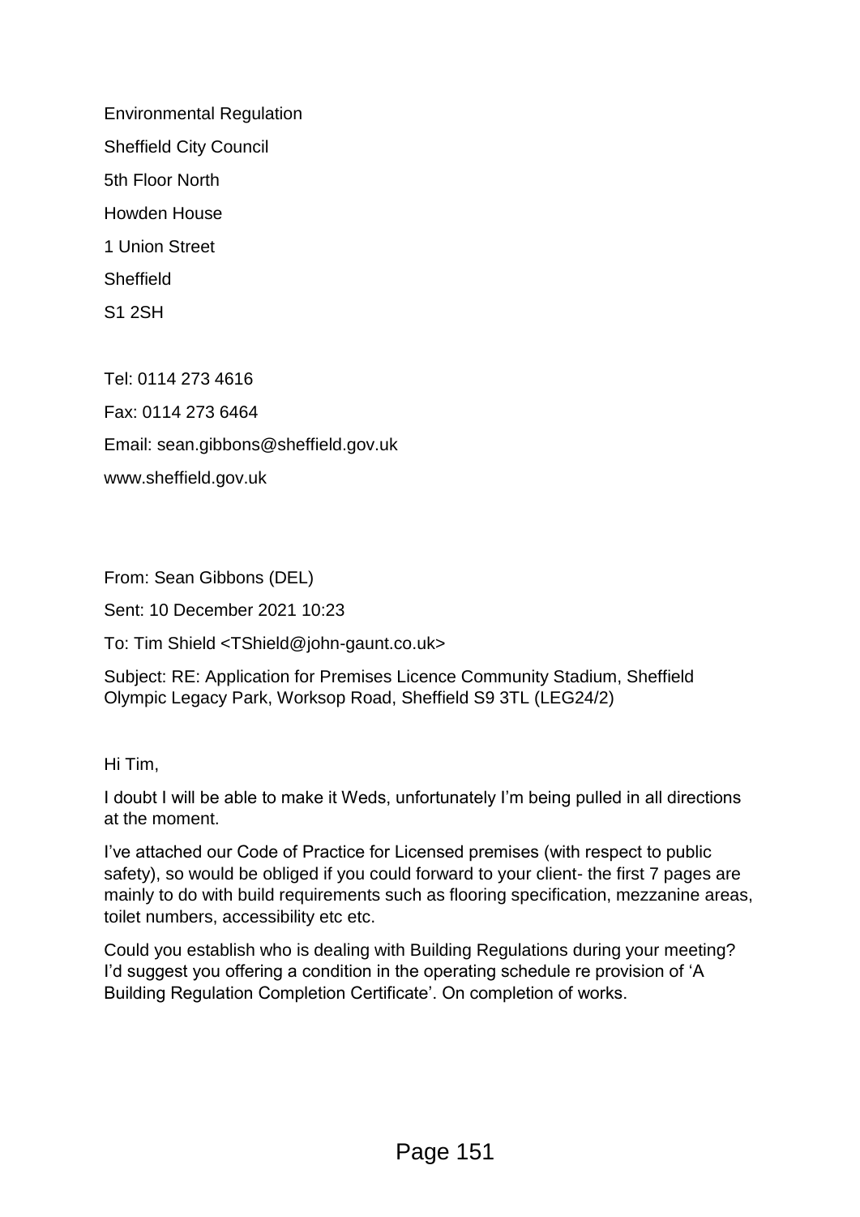Environmental Regulation

Sheffield City Council

5th Floor North

Howden House

1 Union Street

Sheffield

S1 2SH

Tel: 0114 273 4616

Fax: 0114 273 6464

Email: sean.gibbons@sheffield.gov.uk

www.sheffield.gov.uk

From: Sean Gibbons (DEL)

Sent: 10 December 2021 10:23

To: Tim Shield <TShield@john-gaunt.co.uk>

Subject: RE: Application for Premises Licence Community Stadium, Sheffield Olympic Legacy Park, Worksop Road, Sheffield S9 3TL (LEG24/2)

Hi Tim,

I doubt I will be able to make it Weds, unfortunately I'm being pulled in all directions at the moment.

I've attached our Code of Practice for Licensed premises (with respect to public safety), so would be obliged if you could forward to your client- the first 7 pages are mainly to do with build requirements such as flooring specification, mezzanine areas, toilet numbers, accessibility etc etc.

Could you establish who is dealing with Building Regulations during your meeting? I'd suggest you offering a condition in the operating schedule re provision of 'A Building Regulation Completion Certificate'. On completion of works.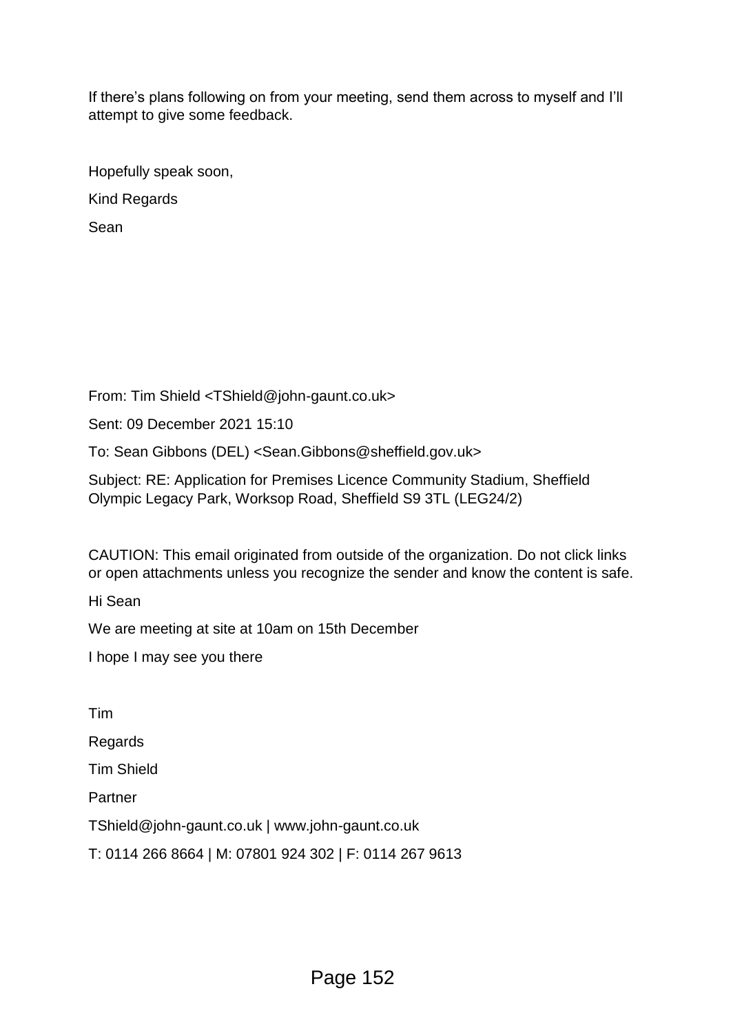If there's plans following on from your meeting, send them across to myself and I'll attempt to give some feedback.

Hopefully speak soon,

Kind Regards

Sean

From: Tim Shield <TShield@john-gaunt.co.uk>

Sent: 09 December 2021 15:10

To: Sean Gibbons (DEL) <Sean.Gibbons@sheffield.gov.uk>

Subject: RE: Application for Premises Licence Community Stadium, Sheffield Olympic Legacy Park, Worksop Road, Sheffield S9 3TL (LEG24/2)

CAUTION: This email originated from outside of the organization. Do not click links or open attachments unless you recognize the sender and know the content is safe.

Hi Sean

We are meeting at site at 10am on 15th December

I hope I may see you there

Tim

Regards

Tim Shield

Partner

TShield@john-gaunt.co.uk | www.john-gaunt.co.uk

T: 0114 266 8664 | M: 07801 924 302 | F: 0114 267 9613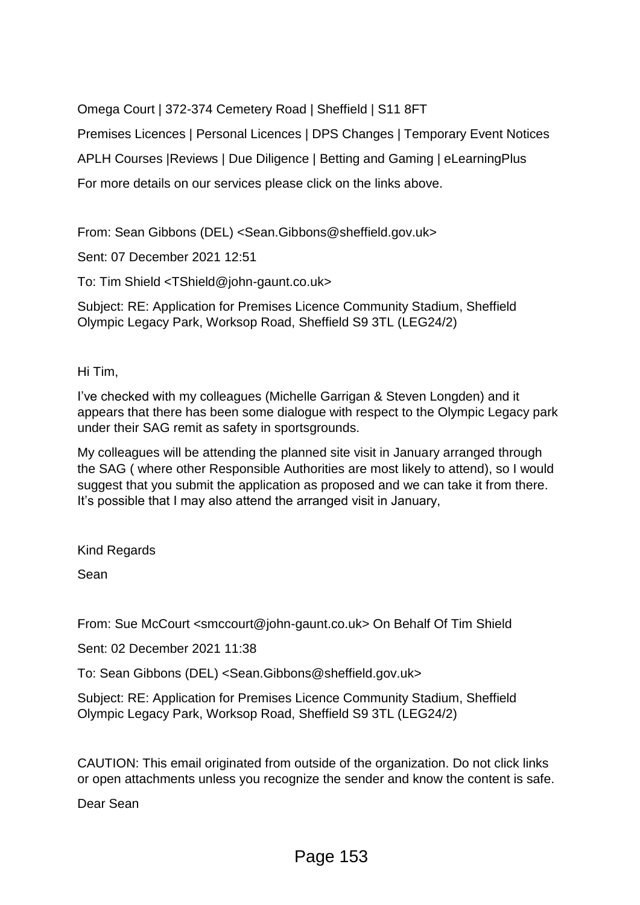Omega Court | 372-374 Cemetery Road | Sheffield | S11 8FT

Premises Licences | Personal Licences | DPS Changes | Temporary Event Notices

APLH Courses |Reviews | Due Diligence | Betting and Gaming | eLearningPlus

For more details on our services please click on the links above.

From: Sean Gibbons (DEL) <Sean.Gibbons@sheffield.gov.uk>

Sent: 07 December 2021 12:51

To: Tim Shield <TShield@john-gaunt.co.uk>

Subject: RE: Application for Premises Licence Community Stadium, Sheffield Olympic Legacy Park, Worksop Road, Sheffield S9 3TL (LEG24/2)

Hi Tim,

I've checked with my colleagues (Michelle Garrigan & Steven Longden) and it appears that there has been some dialogue with respect to the Olympic Legacy park under their SAG remit as safety in sportsgrounds.

My colleagues will be attending the planned site visit in January arranged through the SAG ( where other Responsible Authorities are most likely to attend), so I would suggest that you submit the application as proposed and we can take it from there. It's possible that I may also attend the arranged visit in January,

Kind Regards

Sean

From: Sue McCourt <smccourt@john-gaunt.co.uk> On Behalf Of Tim Shield

Sent: 02 December 2021 11:38

To: Sean Gibbons (DEL) <Sean.Gibbons@sheffield.gov.uk>

Subject: RE: Application for Premises Licence Community Stadium, Sheffield Olympic Legacy Park, Worksop Road, Sheffield S9 3TL (LEG24/2)

CAUTION: This email originated from outside of the organization. Do not click links or open attachments unless you recognize the sender and know the content is safe.

Dear Sean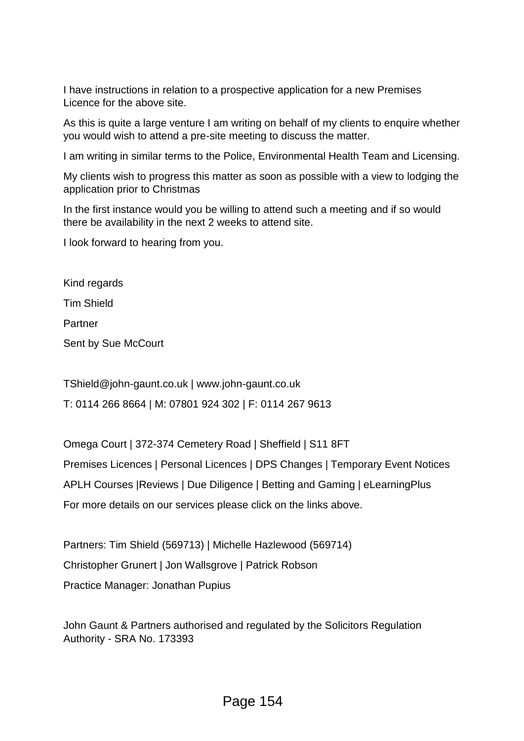I have instructions in relation to a prospective application for a new Premises Licence for the above site.

As this is quite a large venture I am writing on behalf of my clients to enquire whether you would wish to attend a pre-site meeting to discuss the matter.

I am writing in similar terms to the Police, Environmental Health Team and Licensing.

My clients wish to progress this matter as soon as possible with a view to lodging the application prior to Christmas

In the first instance would you be willing to attend such a meeting and if so would there be availability in the next 2 weeks to attend site.

I look forward to hearing from you.

Kind regards

Tim Shield

Partner

Sent by Sue McCourt

TShield@john-gaunt.co.uk | www.john-gaunt.co.uk

T: 0114 266 8664 | M: 07801 924 302 | F: 0114 267 9613

Omega Court | 372-374 Cemetery Road | Sheffield | S11 8FT

Premises Licences | Personal Licences | DPS Changes | Temporary Event Notices

APLH Courses |Reviews | Due Diligence | Betting and Gaming | eLearningPlus

For more details on our services please click on the links above.

Partners: Tim Shield (569713) | Michelle Hazlewood (569714)

Christopher Grunert | Jon Wallsgrove | Patrick Robson

Practice Manager: Jonathan Pupius

John Gaunt & Partners authorised and regulated by the Solicitors Regulation Authority - SRA No. 173393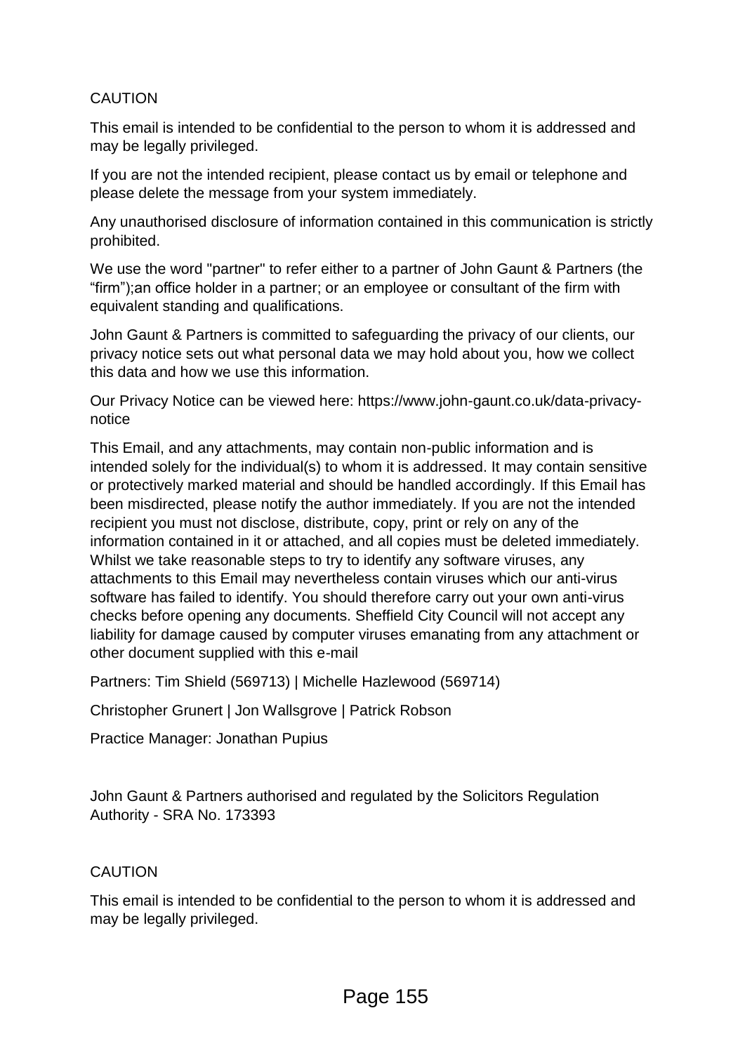CAUTION

This email is intended to be confidential to the person to whom it is addressed and may be legally privileged.

If you are not the intended recipient, please contact us by email or telephone and please delete the message from your system immediately.

Any unauthorised disclosure of information contained in this communication is strictly prohibited.

We use the word "partner" to refer either to a partner of John Gaunt & Partners (the “firm”);an office holder in a partner; or an employee or consultant of the firm with equivalent standing and qualifications.

John Gaunt & Partners is committed to safeguarding the privacy of our clients, our privacy notice sets out what personal data we may hold about you, how we collect this data and how we use this information.

Our Privacy Notice can be viewed here: https://www.john-gaunt.co.uk/data-privacy-notice

This Email, and any attachments, may contain non-public information and is intended solely for the individual(s) to whom it is addressed. It may contain sensitive or protectively marked material and should be handled accordingly. If this Email has been misdirected, please notify the author immediately. If you are not the intended recipient you must not disclose, distribute, copy, print or rely on any of the information contained in it or attached, and all copies must be deleted immediately. Whilst we take reasonable steps to try to identify any software viruses, any attachments to this Email may nevertheless contain viruses which our anti-virus software has failed to identify. You should therefore carry out your own anti-virus checks before opening any documents. Sheffield City Council will not accept any liability for damage caused by computer viruses emanating from any attachment or other document supplied with this e-mail

Partners: Tim Shield (569713) | Michelle Hazlewood (569714)

Christopher Grunert | Jon Wallsgrove | Patrick Robson

Practice Manager: Jonathan Pupius

John Gaunt & Partners authorised and regulated by the Solicitors Regulation Authority - SRA No. 173393

CAUTION

This email is intended to be confidential to the person to whom it is addressed and may be legally privileged.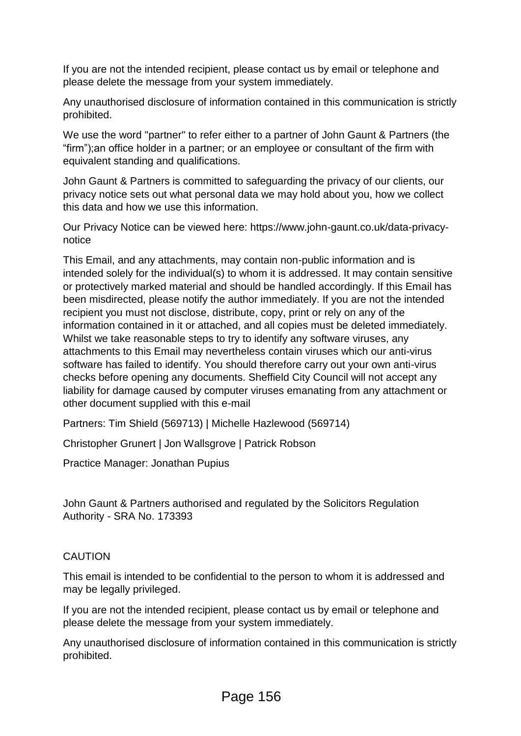If you are not the intended recipient, please contact us by email or telephone and please delete the message from your system immediately.

Any unauthorised disclosure of information contained in this communication is strictly prohibited.

We use the word "partner" to refer either to a partner of John Gaunt & Partners (the “firm”);an office holder in a partner; or an employee or consultant of the firm with equivalent standing and qualifications.

John Gaunt & Partners is committed to safeguarding the privacy of our clients, our privacy notice sets out what personal data we may hold about you, how we collect this data and how we use this information.

Our Privacy Notice can be viewed here: https://www.john-gaunt.co.uk/data-privacy-notice

This Email, and any attachments, may contain non-public information and is intended solely for the individual(s) to whom it is addressed. It may contain sensitive or protectively marked material and should be handled accordingly. If this Email has been misdirected, please notify the author immediately. If you are not the intended recipient you must not disclose, distribute, copy, print or rely on any of the information contained in it or attached, and all copies must be deleted immediately. Whilst we take reasonable steps to try to identify any software viruses, any attachments to this Email may nevertheless contain viruses which our anti-virus software has failed to identify. You should therefore carry out your own anti-virus checks before opening any documents. Sheffield City Council will not accept any liability for damage caused by computer viruses emanating from any attachment or other document supplied with this e-mail

Partners: Tim Shield (569713) | Michelle Hazlewood (569714)

Christopher Grunert | Jon Wallsgrove | Patrick Robson

Practice Manager: Jonathan Pupius

John Gaunt & Partners authorised and regulated by the Solicitors Regulation Authority - SRA No. 173393

CAUTION

This email is intended to be confidential to the person to whom it is addressed and may be legally privileged.

If you are not the intended recipient, please contact us by email or telephone and please delete the message from your system immediately.

Any unauthorised disclosure of information contained in this communication is strictly prohibited.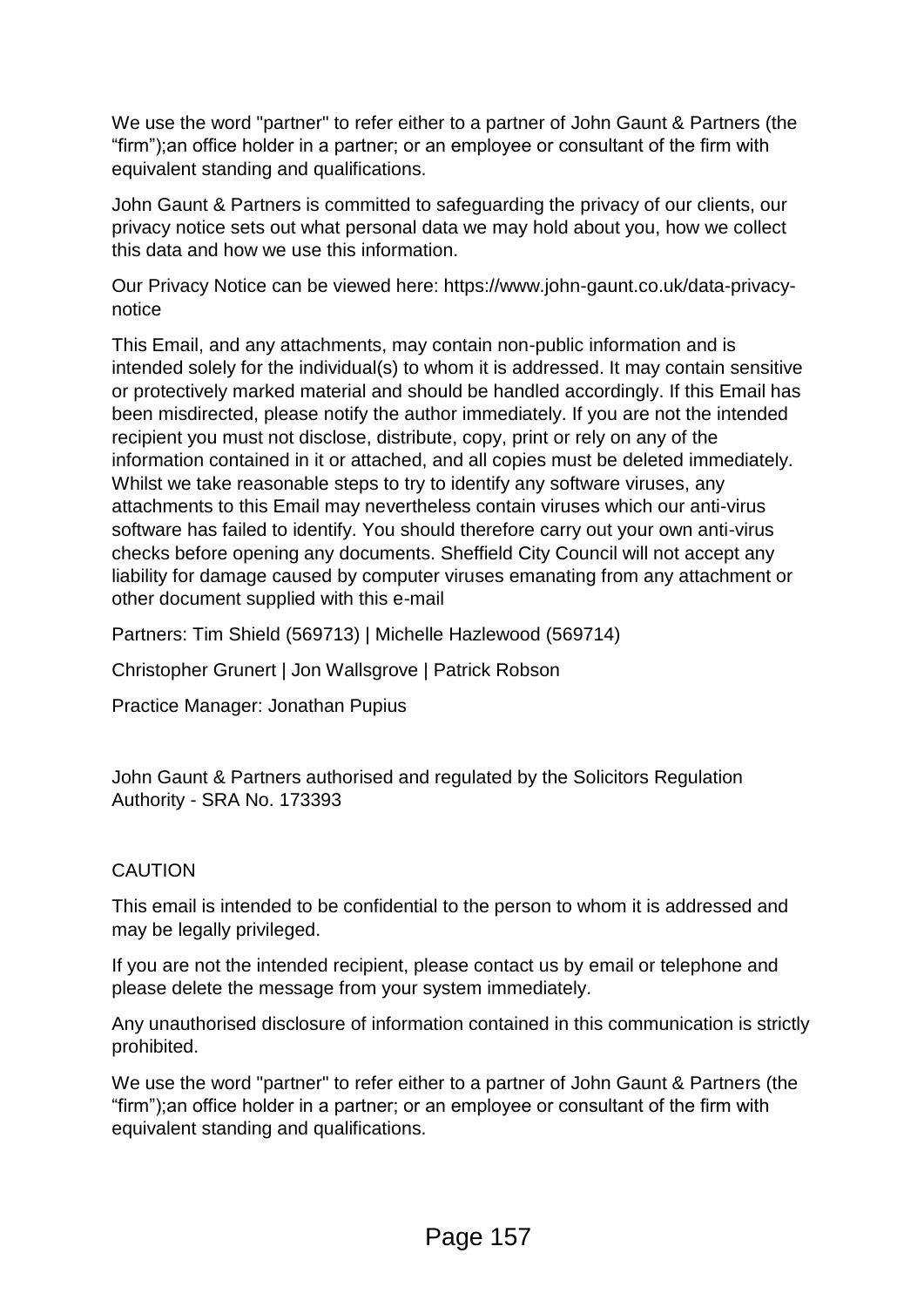We use the word "partner" to refer either to a partner of John Gaunt & Partners (the "firm");an office holder in a partner; or an employee or consultant of the firm with equivalent standing and qualifications.

John Gaunt & Partners is committed to safeguarding the privacy of our clients, our privacy notice sets out what personal data we may hold about you, how we collect this data and how we use this information.

Our Privacy Notice can be viewed here: https://www.john-gaunt.co.uk/data-privacy-notice

This Email, and any attachments, may contain non-public information and is intended solely for the individual(s) to whom it is addressed. It may contain sensitive or protectively marked material and should be handled accordingly. If this Email has been misdirected, please notify the author immediately. If you are not the intended recipient you must not disclose, distribute, copy, print or rely on any of the information contained in it or attached, and all copies must be deleted immediately. Whilst we take reasonable steps to try to identify any software viruses, any attachments to this Email may nevertheless contain viruses which our anti-virus software has failed to identify. You should therefore carry out your own anti-virus checks before opening any documents. Sheffield City Council will not accept any liability for damage caused by computer viruses emanating from any attachment or other document supplied with this e-mail

Partners: Tim Shield (569713) | Michelle Hazlewood (569714)

Christopher Grunert | Jon Wallsgrove | Patrick Robson

Practice Manager: Jonathan Pupius

John Gaunt & Partners authorised and regulated by the Solicitors Regulation Authority - SRA No. 173393

CAUTION

This email is intended to be confidential to the person to whom it is addressed and may be legally privileged.

If you are not the intended recipient, please contact us by email or telephone and please delete the message from your system immediately.

Any unauthorised disclosure of information contained in this communication is strictly prohibited.

We use the word "partner" to refer either to a partner of John Gaunt & Partners (the "firm");an office holder in a partner; or an employee or consultant of the firm with equivalent standing and qualifications.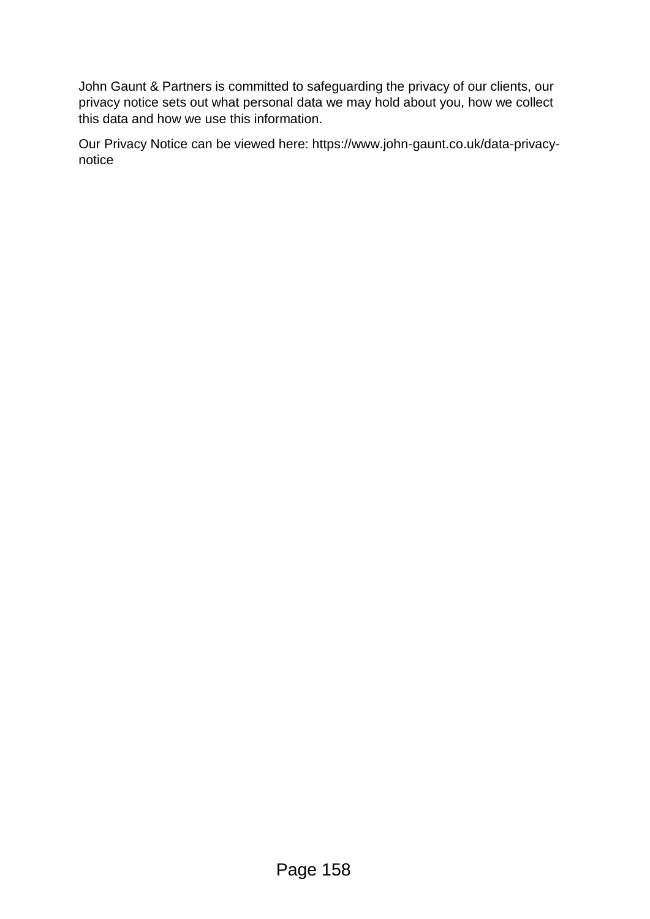John Gaunt & Partners is committed to safeguarding the privacy of our clients, our privacy notice sets out what personal data we may hold about you, how we collect this data and how we use this information.

Our Privacy Notice can be viewed here: https://www.john-gaunt.co.uk/data-privacy-notice